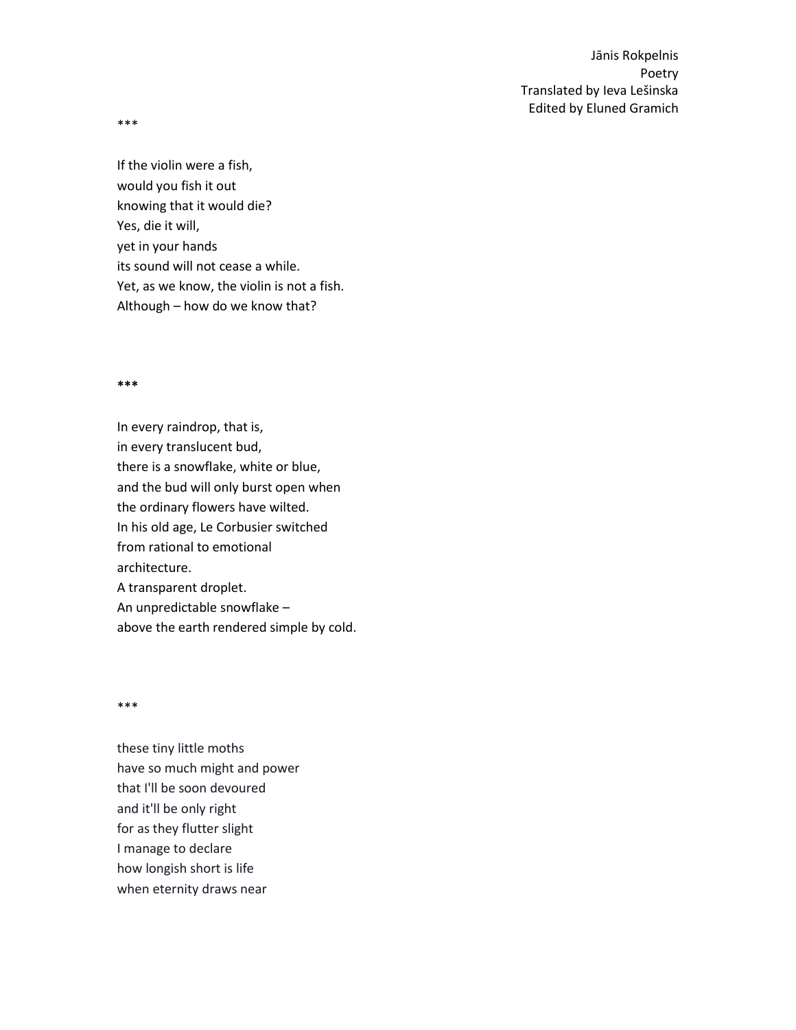Jānis Rokpelnis
Poetry
Translated by Ieva Lešinska
Edited by Eluned Gramich

\*\*\*

If the violin were a fish,  
would you fish it out  
knowing that it would die?  
Yes, die it will,  
yet in your hands  
its sound will not cease a while.  
Yet, as we know, the violin is not a fish.  
Although – how do we know that?

**\*\*\***

In every raindrop, that is,  
in every translucent bud,  
there is a snowflake, white or blue,  
and the bud will only burst open when  
the ordinary flowers have wilted.  
In his old age, Le Corbusier switched  
from rational to emotional  
architecture.  
A transparent droplet.  
An unpredictable snowflake –  
above the earth rendered simple by cold.

\*\*\*

these tiny little moths  
have so much might and power  
that I'll be soon devoured  
and it'll be only right  
for as they flutter slight  
I manage to declare  
how longish short is life  
when eternity draws near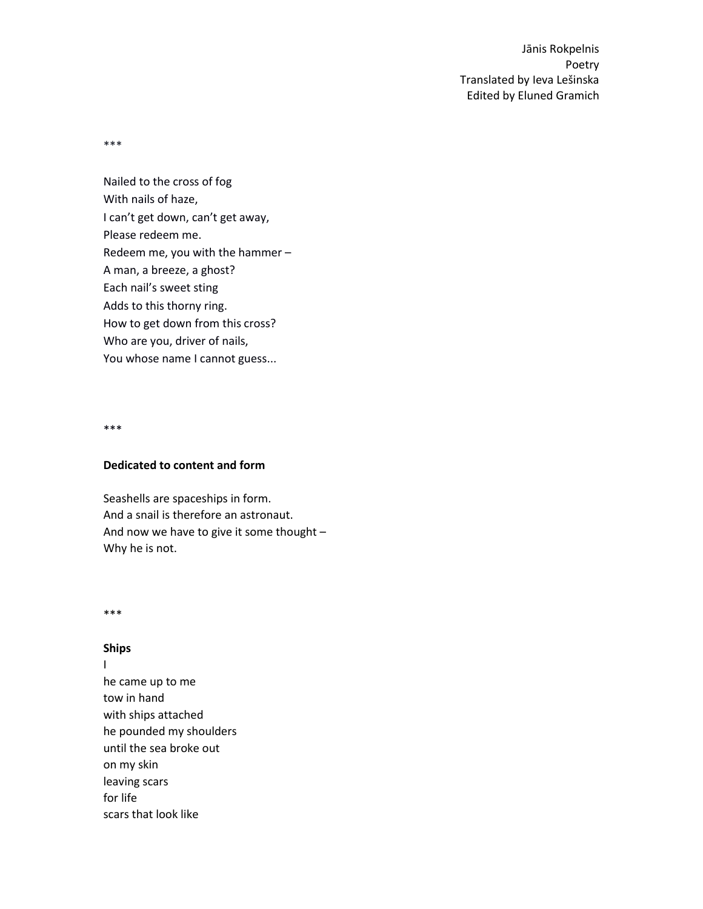Jānis Rokpelnis
Poetry
Translated by Ieva Lešinska
Edited by Eluned Gramich

***

Nailed to the cross of fog
With nails of haze,
I can't get down, can't get away,
Please redeem me.
Redeem me, you with the hammer –
A man, a breeze, a ghost?
Each nail's sweet sting
Adds to this thorny ring.
How to get down from this cross?
Who are you, driver of nails,
You whose name I cannot guess...

***

**Dedicated to content and form**

Seashells are spaceships in form.
And a snail is therefore an astronaut.
And now we have to give it some thought –
Why he is not.

***

**Ships**

I
he came up to me
tow in hand
with ships attached
he pounded my shoulders
until the sea broke out
on my skin
leaving scars
for life
scars that look like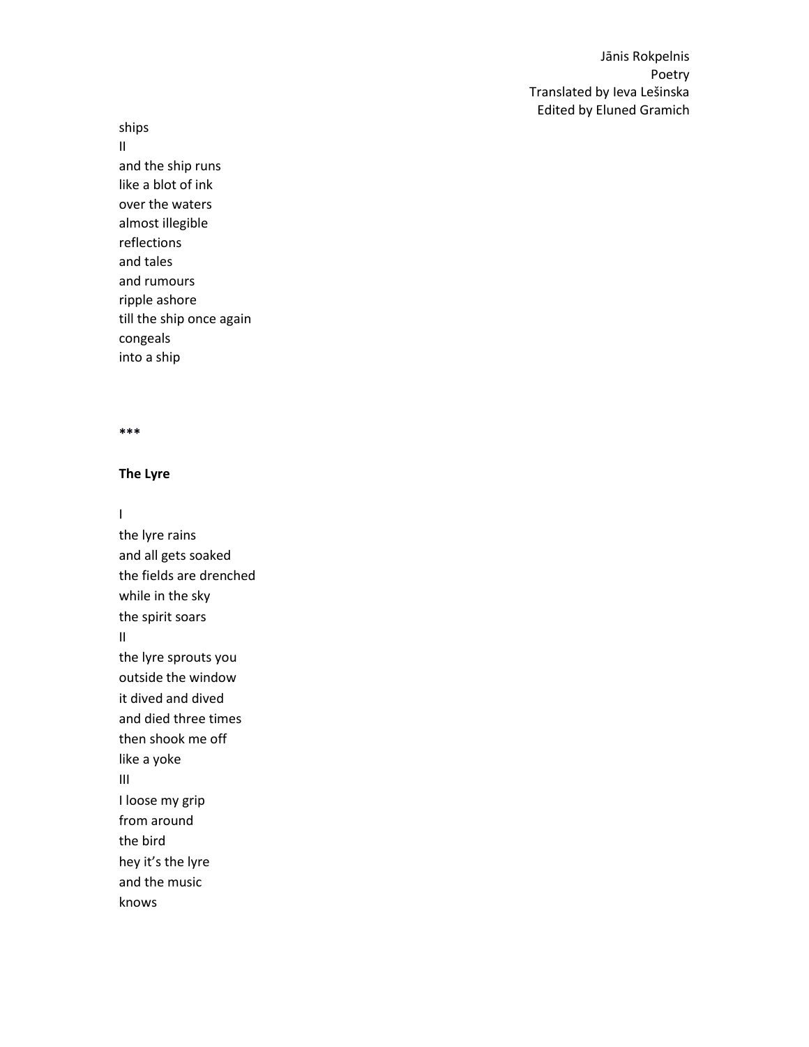ships  
II  
and the ship runs  
like a blot of ink  
over the waters  
almost illegible  
reflections  
and tales  
and rumours  
ripple ashore  
till the ship once again  
congeals  
into a ship

**\*\*\***

**The Lyre**

I  
the lyre rains  
and all gets soaked  
the fields are drenched  
while in the sky  
the spirit soars  
II  
the lyre sprouts you  
outside the window  
it dived and dived  
and died three times  
then shook me off  
like a yoke  
III  
I loose my grip  
from around  
the bird  
hey it's the lyre  
and the music  
knows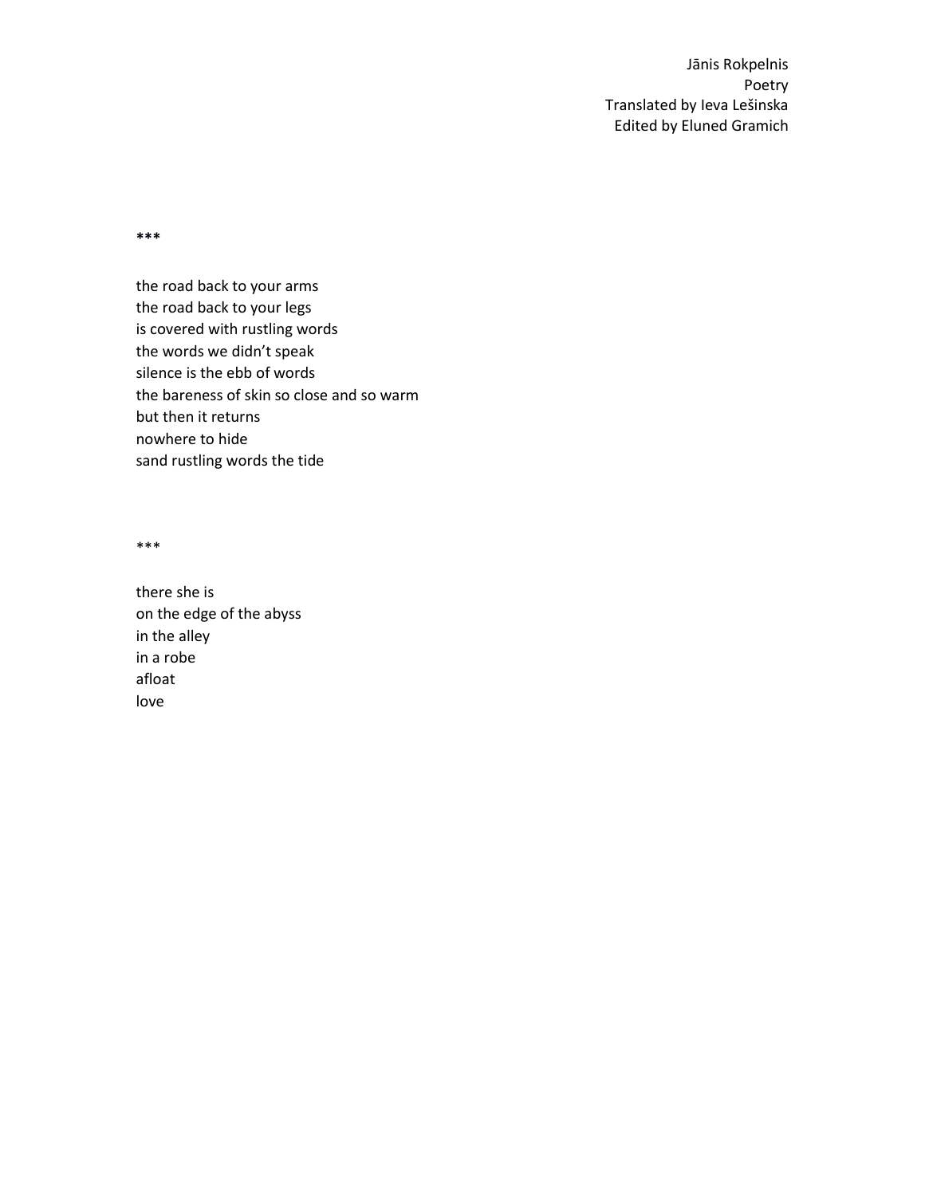Jānis Rokpelnis
Poetry
Translated by Ieva Lešinska
Edited by Eluned Gramich

***

the road back to your arms
the road back to your legs
is covered with rustling words
the words we didn't speak
silence is the ebb of words
the bareness of skin so close and so warm
but then it returns
nowhere to hide
sand rustling words the tide

***

there she is
on the edge of the abyss
in the alley
in a robe
afloat
love